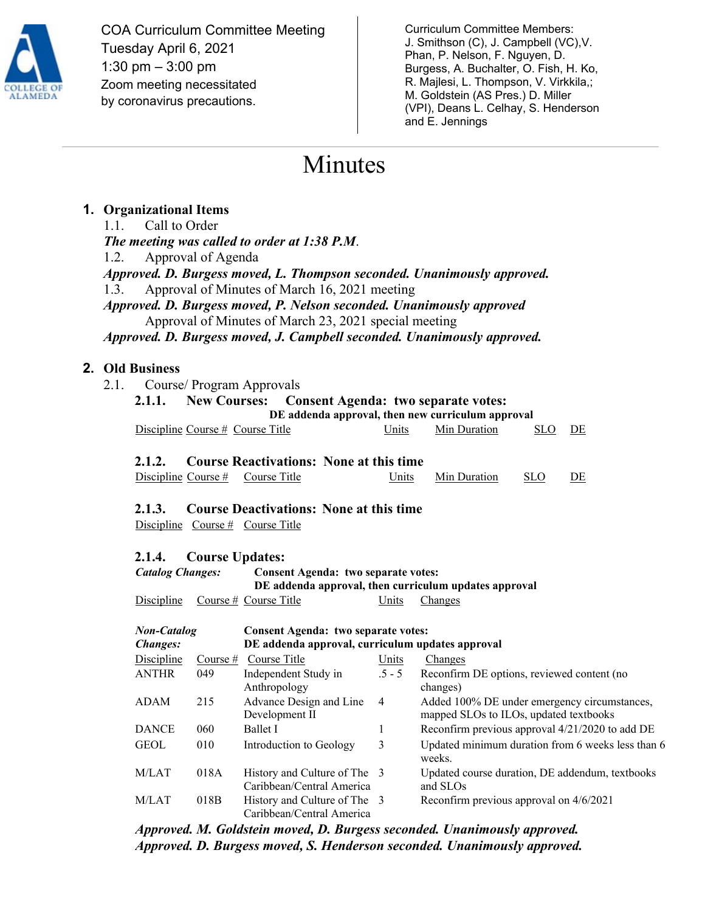COA Curriculum Committee Meeting
Tuesday April 6, 2021
1:30 pm – 3:00 pm
Zoom meeting necessitated by coronavirus precautions.

Curriculum Committee Members:
J. Smithson (C), J. Campbell (VC),V. Phan, P. Nelson, F. Nguyen, D. Burgess, A. Buchalter, O. Fish, H. Ko, R. Majlesi, L. Thompson, V. Virkkila,; M. Goldstein (AS Pres.) D. Miller (VPI), Deans L. Celhay, S. Henderson and E. Jennings

# Minutes

## 1. Organizational Items

1.1. Call to Order

***The meeting was called to order at 1:38 P.M.***

1.2. Approval of Agenda

***Approved. D. Burgess moved, L. Thompson seconded. Unanimously approved.***

1.3. Approval of Minutes of March 16, 2021 meeting

***Approved. D. Burgess moved, P. Nelson seconded. Unanimously approved***

Approval of Minutes of March 23, 2021 special meeting

***Approved. D. Burgess moved, J. Campbell seconded. Unanimously approved.***

## 2. Old Business

2.1. Course/ Program Approvals

### 2.1.1. New Courses: Consent Agenda: two separate votes:

**DE addenda approval, then new curriculum approval**

| Discipline | Course # | Course Title | Units | Min Duration | SLO | DE |
|---|---|---|---|---|---|---|

### 2.1.2. Course Reactivations: None at this time

| Discipline | Course # | Course Title | Units | Min Duration | SLO | DE |
|---|---|---|---|---|---|---|

### 2.1.3. Course Deactivations: None at this time

| Discipline | Course # | Course Title |
|---|---|---|

### 2.1.4. Course Updates:

***Catalog Changes:*** **Consent Agenda: two separate votes: DE addenda approval, then curriculum updates approval**

| Discipline | Course # | Course Title | Units | Changes |
|---|---|---|---|---|

***Non-Catalog Changes:*** **Consent Agenda: two separate votes: DE addenda approval, curriculum updates approval**

| Discipline | Course # | Course Title | Units | Changes |
|---|---|---|---|---|
| ANTHR | 049 | Independent Study in Anthropology | .5 - 5 | Reconfirm DE options, reviewed content (no changes) |
| ADAM | 215 | Advance Design and Line Development II | 4 | Added 100% DE under emergency circumstances, mapped SLOs to ILOs, updated textbooks |
| DANCE | 060 | Ballet I | 1 | Reconfirm previous approval 4/21/2020 to add DE |
| GEOL | 010 | Introduction to Geology | 3 | Updated minimum duration from 6 weeks less than 6 weeks. |
| M/LAT | 018A | History and Culture of The Caribbean/Central America | 3 | Updated course duration, DE addendum, textbooks and SLOs |
| M/LAT | 018B | History and Culture of The Caribbean/Central America | 3 | Reconfirm previous approval on 4/6/2021 |

***Approved. M. Goldstein moved, D. Burgess seconded. Unanimously approved.***
***Approved. D. Burgess moved, S. Henderson seconded. Unanimously approved.***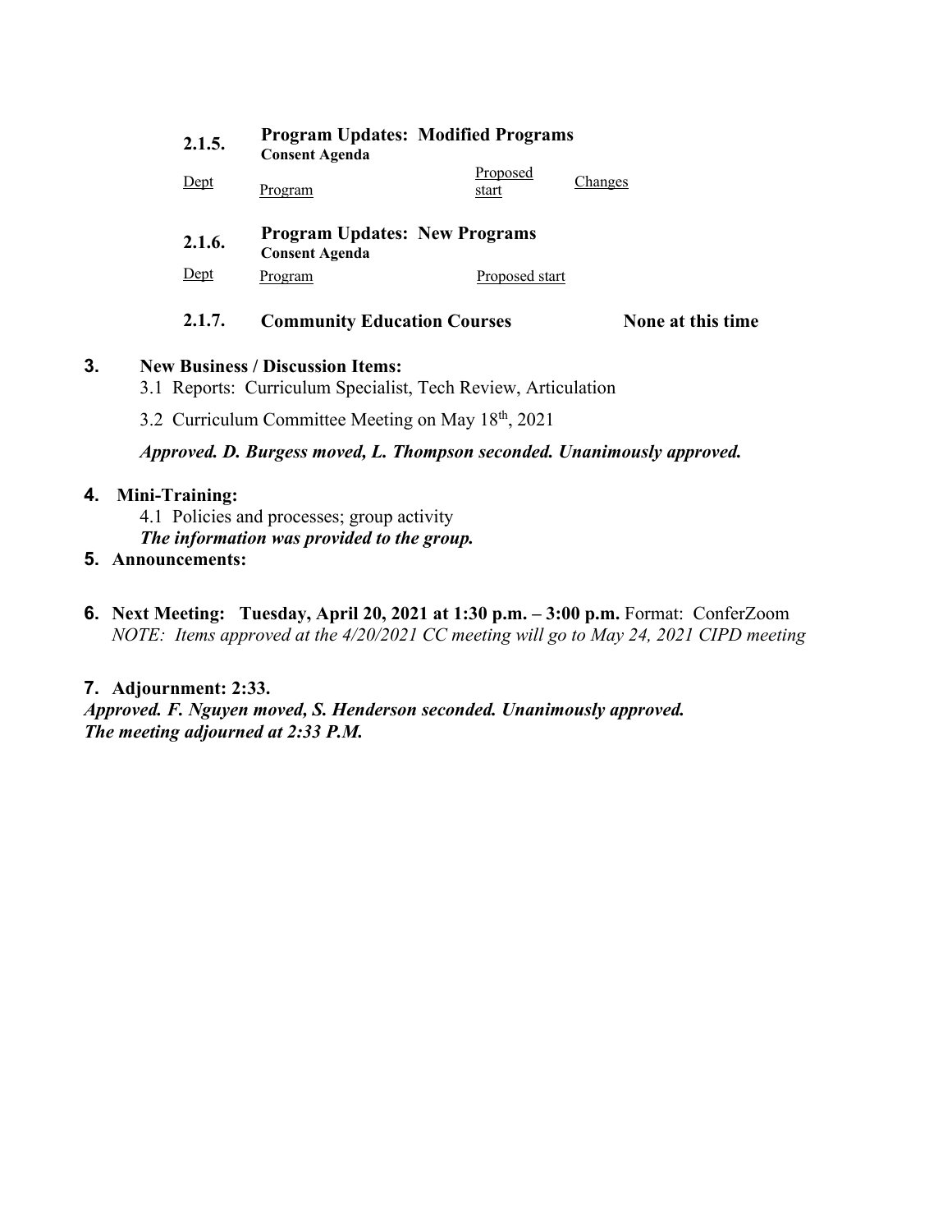**2.1.5. Program Updates: Modified Programs**
**Consent Agenda**

| Dept | Program | Proposed start | Changes |
| --- | --- | --- | --- |

**2.1.6. Program Updates: New Programs**
**Consent Agenda**

| Dept | Program | Proposed start |
| --- | --- | --- |

**2.1.7. Community Education Courses** **None at this time**

**3. New Business / Discussion Items:**

3.1 Reports: Curriculum Specialist, Tech Review, Articulation

3.2 Curriculum Committee Meeting on May 18th, 2021

***Approved. D. Burgess moved, L. Thompson seconded. Unanimously approved.***

**4. Mini-Training:**

4.1 Policies and processes; group activity

***The information was provided to the group.***

**5. Announcements:**

**6. Next Meeting: Tuesday, April 20, 2021 at 1:30 p.m. – 3:00 p.m.** Format: ConferZoom

*NOTE: Items approved at the 4/20/2021 CC meeting will go to May 24, 2021 CIPD meeting*

**7. Adjournment: 2:33.**

***Approved. F. Nguyen moved, S. Henderson seconded. Unanimously approved.***
***The meeting adjourned at 2:33 P.M.***